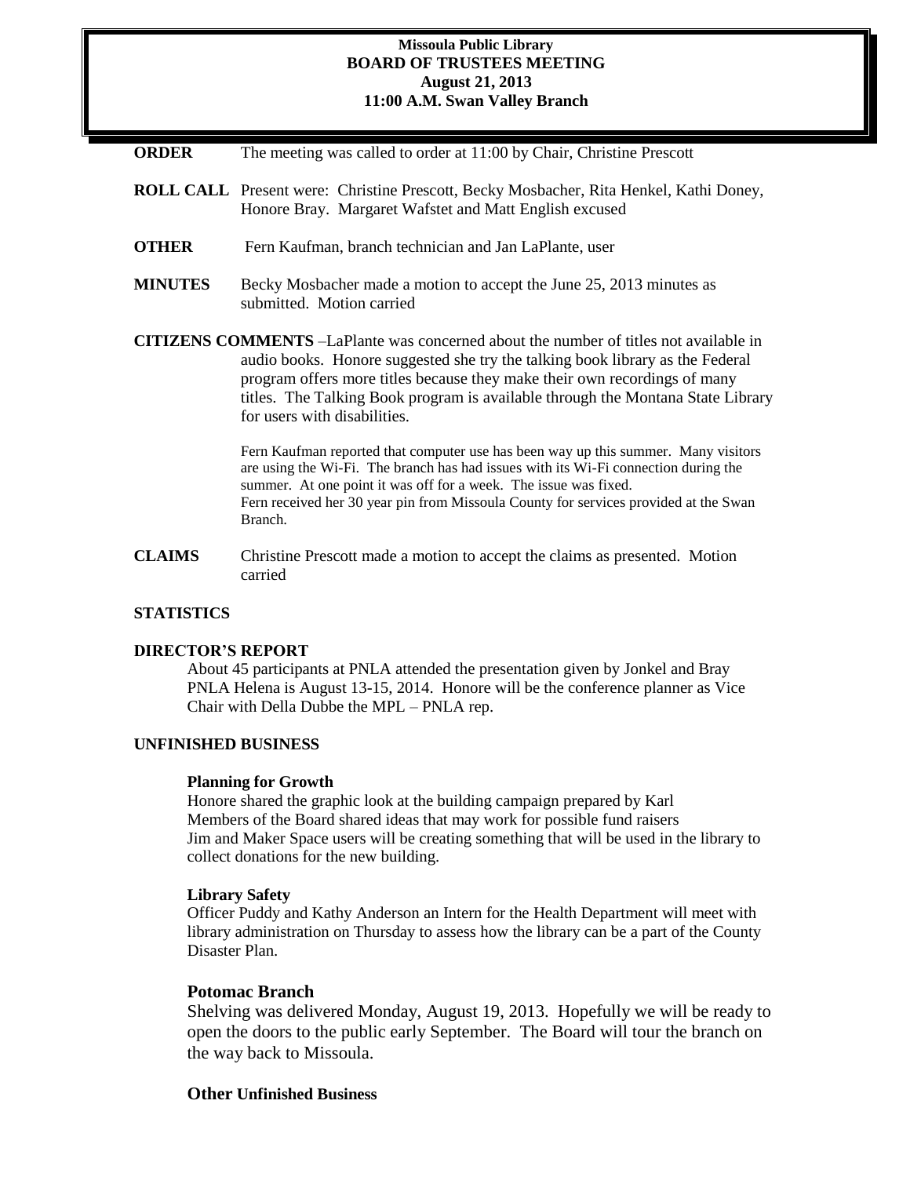**Missoula Public Library**
**BOARD OF TRUSTEES MEETING**
**August 21, 2013**
**11:00 A.M. Swan Valley Branch**

**ORDER** The meeting was called to order at 11:00 by Chair, Christine Prescott

**ROLL CALL** Present were: Christine Prescott, Becky Mosbacher, Rita Henkel, Kathi Doney, Honore Bray. Margaret Wafstet and Matt English excused

**OTHER** Fern Kaufman, branch technician and Jan LaPlante, user

**MINUTES** Becky Mosbacher made a motion to accept the June 25, 2013 minutes as submitted. Motion carried

**CITIZENS COMMENTS** –LaPlante was concerned about the number of titles not available in audio books. Honore suggested she try the talking book library as the Federal program offers more titles because they make their own recordings of many titles. The Talking Book program is available through the Montana State Library for users with disabilities.

Fern Kaufman reported that computer use has been way up this summer. Many visitors are using the Wi-Fi. The branch has had issues with its Wi-Fi connection during the summer. At one point it was off for a week. The issue was fixed.
Fern received her 30 year pin from Missoula County for services provided at the Swan Branch.

**CLAIMS** Christine Prescott made a motion to accept the claims as presented. Motion carried

**STATISTICS**

**DIRECTOR'S REPORT**

About 45 participants at PNLA attended the presentation given by Jonkel and Bray
PNLA Helena is August 13-15, 2014. Honore will be the conference planner as Vice Chair with Della Dubbe the MPL – PNLA rep.

**UNFINISHED BUSINESS**

**Planning for Growth**

Honore shared the graphic look at the building campaign prepared by Karl
Members of the Board shared ideas that may work for possible fund raisers
Jim and Maker Space users will be creating something that will be used in the library to collect donations for the new building.

**Library Safety**

Officer Puddy and Kathy Anderson an Intern for the Health Department will meet with library administration on Thursday to assess how the library can be a part of the County Disaster Plan.

**Potomac Branch**

Shelving was delivered Monday, August 19, 2013. Hopefully we will be ready to open the doors to the public early September. The Board will tour the branch on the way back to Missoula.

**Other Unfinished Business**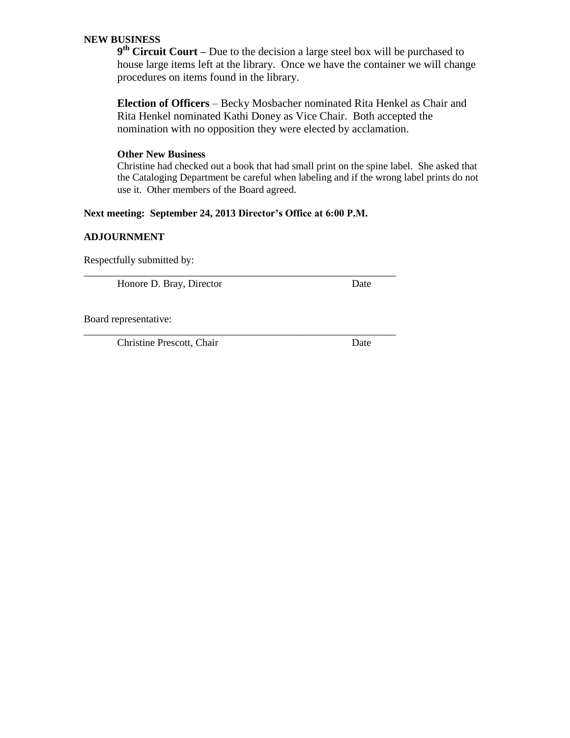**NEW BUSINESS**

**9th Circuit Court –** Due to the decision a large steel box will be purchased to house large items left at the library. Once we have the container we will change procedures on items found in the library.

**Election of Officers** – Becky Mosbacher nominated Rita Henkel as Chair and Rita Henkel nominated Kathi Doney as Vice Chair. Both accepted the nomination with no opposition they were elected by acclamation.

**Other New Business**

Christine had checked out a book that had small print on the spine label. She asked that the Cataloging Department be careful when labeling and if the wrong label prints do not use it. Other members of the Board agreed.

**Next meeting: September 24, 2013 Director's Office at 6:00 P.M.**

**ADJOURNMENT**

Respectfully submitted by:

\_\_\_\_\_\_\_\_\_\_\_\_\_\_\_\_\_\_\_\_\_\_\_\_\_\_\_\_\_\_\_\_\_\_\_\_\_\_\_\_\_\_\_\_\_\_\_\_\_\_\_\_\_\_\_\_\_\_\_\_

Honore D. Bray, Director Date

Board representative:

\_\_\_\_\_\_\_\_\_\_\_\_\_\_\_\_\_\_\_\_\_\_\_\_\_\_\_\_\_\_\_\_\_\_\_\_\_\_\_\_\_\_\_\_\_\_\_\_\_\_\_\_\_\_\_\_\_\_\_\_

Christine Prescott, Chair Date